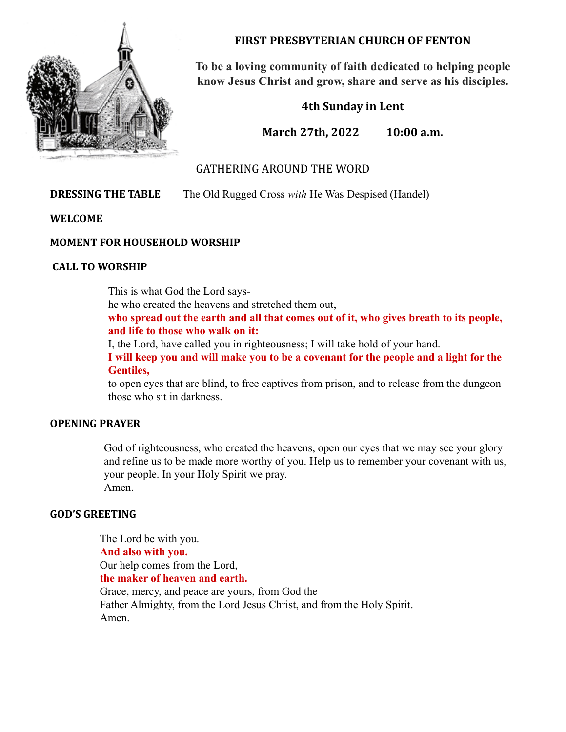# FIRST PRESBYTERIAN CHURCH OF FENTON

**To be a loving community of faith dedicated to helping people know Jesus Christ and grow, share and serve as his disciples.**

**4th Sunday in Lent**

**March 27th, 2022 10:00 a.m.**

## GATHERING AROUND THE WORD

**DRESSING THE TABLE** The Old Rugged Cross *with* He Was Despised (Handel)

**WELCOME**

**MOMENT FOR HOUSEHOLD WORSHIP**

**CALL TO WORSHIP**

This is what God the Lord says-
he who created the heavens and stretched them out,
**who spread out the earth and all that comes out of it, who gives breath to its people, and life to those who walk on it:**
I, the Lord, have called you in righteousness; I will take hold of your hand.
**I will keep you and will make you to be a covenant for the people and a light for the Gentiles,**
to open eyes that are blind, to free captives from prison, and to release from the dungeon those who sit in darkness.

**OPENING PRAYER**

God of righteousness, who created the heavens, open our eyes that we may see your glory and refine us to be made more worthy of you. Help us to remember your covenant with us, your people. In your Holy Spirit we pray.
Amen.

**GOD'S GREETING**

The Lord be with you.
**And also with you.**
Our help comes from the Lord,
**the maker of heaven and earth.**
Grace, mercy, and peace are yours, from God the Father Almighty, from the Lord Jesus Christ, and from the Holy Spirit.
Amen.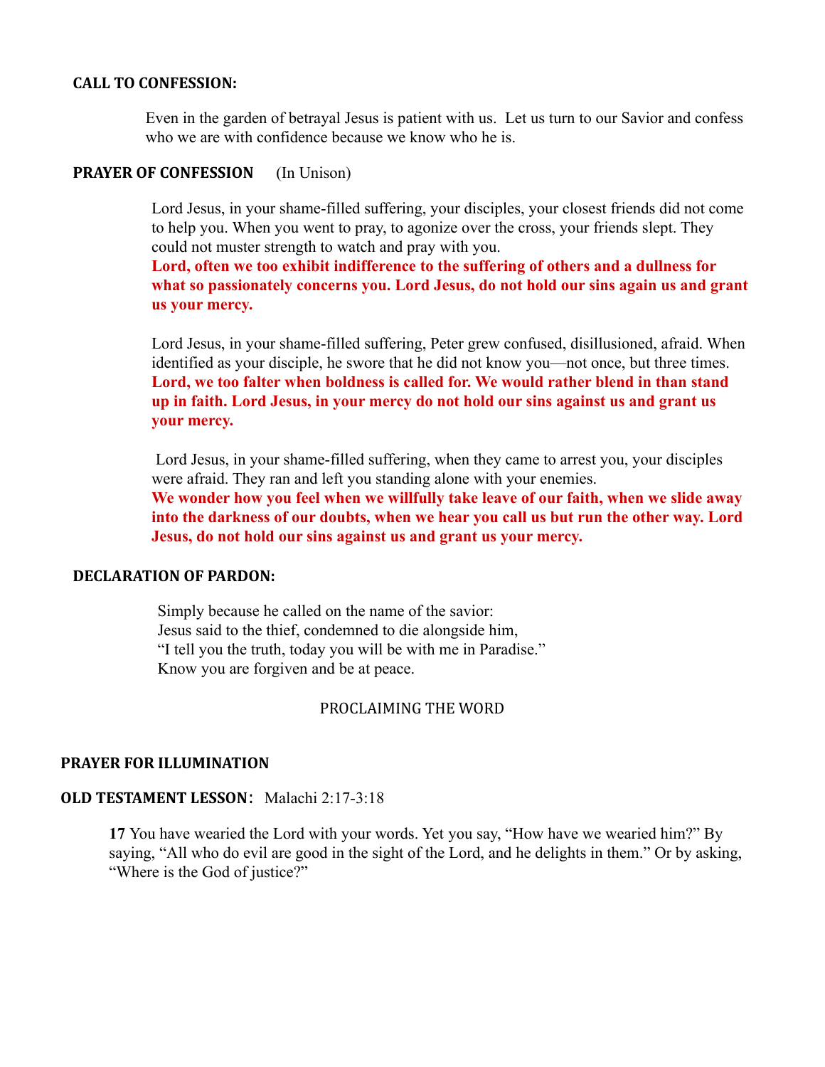**CALL TO CONFESSION:**

Even in the garden of betrayal Jesus is patient with us. Let us turn to our Savior and confess who we are with confidence because we know who he is.

**PRAYER OF CONFESSION** (In Unison)

Lord Jesus, in your shame-filled suffering, your disciples, your closest friends did not come to help you. When you went to pray, to agonize over the cross, your friends slept. They could not muster strength to watch and pray with you.
**Lord, often we too exhibit indifference to the suffering of others and a dullness for what so passionately concerns you. Lord Jesus, do not hold our sins again us and grant us your mercy.**

Lord Jesus, in your shame-filled suffering, Peter grew confused, disillusioned, afraid. When identified as your disciple, he swore that he did not know you—not once, but three times.
**Lord, we too falter when boldness is called for. We would rather blend in than stand up in faith. Lord Jesus, in your mercy do not hold our sins against us and grant us your mercy.**

Lord Jesus, in your shame-filled suffering, when they came to arrest you, your disciples were afraid. They ran and left you standing alone with your enemies.
**We wonder how you feel when we willfully take leave of our faith, when we slide away into the darkness of our doubts, when we hear you call us but run the other way. Lord Jesus, do not hold our sins against us and grant us your mercy.**

**DECLARATION OF PARDON:**

Simply because he called on the name of the savior:
Jesus said to the thief, condemned to die alongside him,
"I tell you the truth, today you will be with me in Paradise."
Know you are forgiven and be at peace.

PROCLAIMING THE WORD

**PRAYER FOR ILLUMINATION**

**OLD TESTAMENT LESSON**: Malachi 2:17-3:18

**17** You have wearied the Lord with your words. Yet you say, "How have we wearied him?" By saying, "All who do evil are good in the sight of the Lord, and he delights in them." Or by asking, "Where is the God of justice?"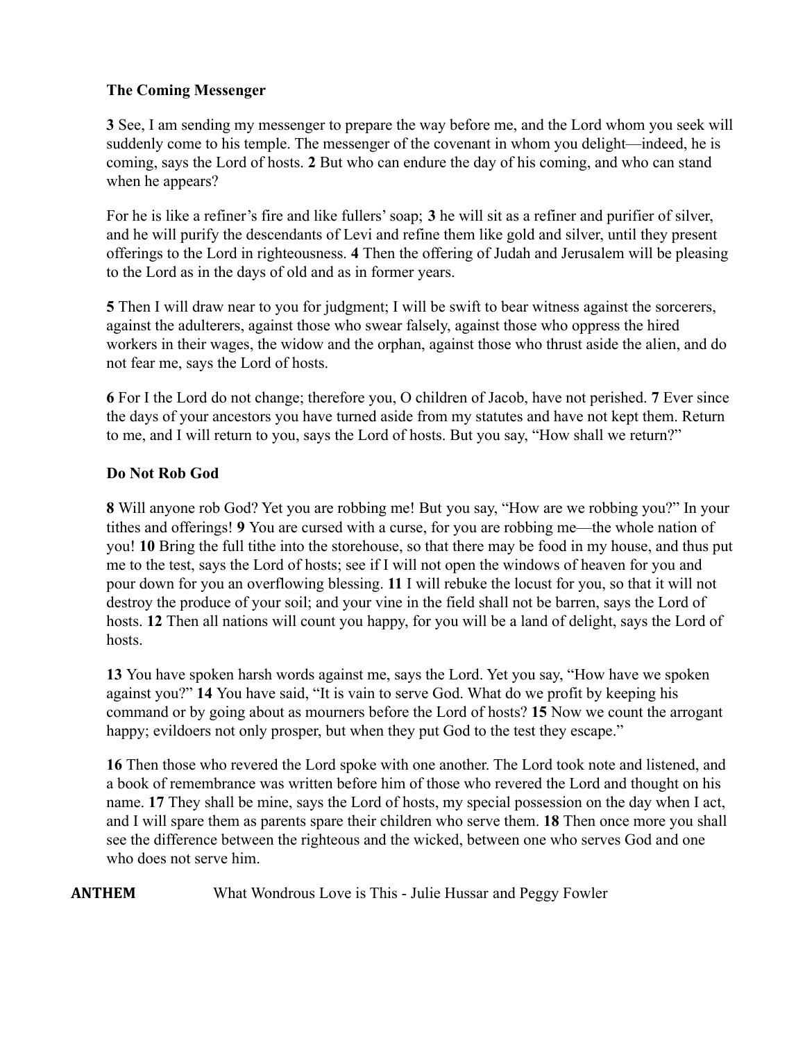### The Coming Messenger

**3** See, I am sending my messenger to prepare the way before me, and the Lord whom you seek will suddenly come to his temple. The messenger of the covenant in whom you delight—indeed, he is coming, says the Lord of hosts. **2** But who can endure the day of his coming, and who can stand when he appears?

For he is like a refiner's fire and like fullers' soap; **3** he will sit as a refiner and purifier of silver, and he will purify the descendants of Levi and refine them like gold and silver, until they present offerings to the Lord in righteousness. **4** Then the offering of Judah and Jerusalem will be pleasing to the Lord as in the days of old and as in former years.

**5** Then I will draw near to you for judgment; I will be swift to bear witness against the sorcerers, against the adulterers, against those who swear falsely, against those who oppress the hired workers in their wages, the widow and the orphan, against those who thrust aside the alien, and do not fear me, says the Lord of hosts.

**6** For I the Lord do not change; therefore you, O children of Jacob, have not perished. **7** Ever since the days of your ancestors you have turned aside from my statutes and have not kept them. Return to me, and I will return to you, says the Lord of hosts. But you say, "How shall we return?"

### Do Not Rob God

**8** Will anyone rob God? Yet you are robbing me! But you say, "How are we robbing you?" In your tithes and offerings! **9** You are cursed with a curse, for you are robbing me—the whole nation of you! **10** Bring the full tithe into the storehouse, so that there may be food in my house, and thus put me to the test, says the Lord of hosts; see if I will not open the windows of heaven for you and pour down for you an overflowing blessing. **11** I will rebuke the locust for you, so that it will not destroy the produce of your soil; and your vine in the field shall not be barren, says the Lord of hosts. **12** Then all nations will count you happy, for you will be a land of delight, says the Lord of hosts.

**13** You have spoken harsh words against me, says the Lord. Yet you say, "How have we spoken against you?" **14** You have said, "It is vain to serve God. What do we profit by keeping his command or by going about as mourners before the Lord of hosts? **15** Now we count the arrogant happy; evildoers not only prosper, but when they put God to the test they escape."

**16** Then those who revered the Lord spoke with one another. The Lord took note and listened, and a book of remembrance was written before him of those who revered the Lord and thought on his name. **17** They shall be mine, says the Lord of hosts, my special possession on the day when I act, and I will spare them as parents spare their children who serve them. **18** Then once more you shall see the difference between the righteous and the wicked, between one who serves God and one who does not serve him.

**ANTHEM** What Wondrous Love is This - Julie Hussar and Peggy Fowler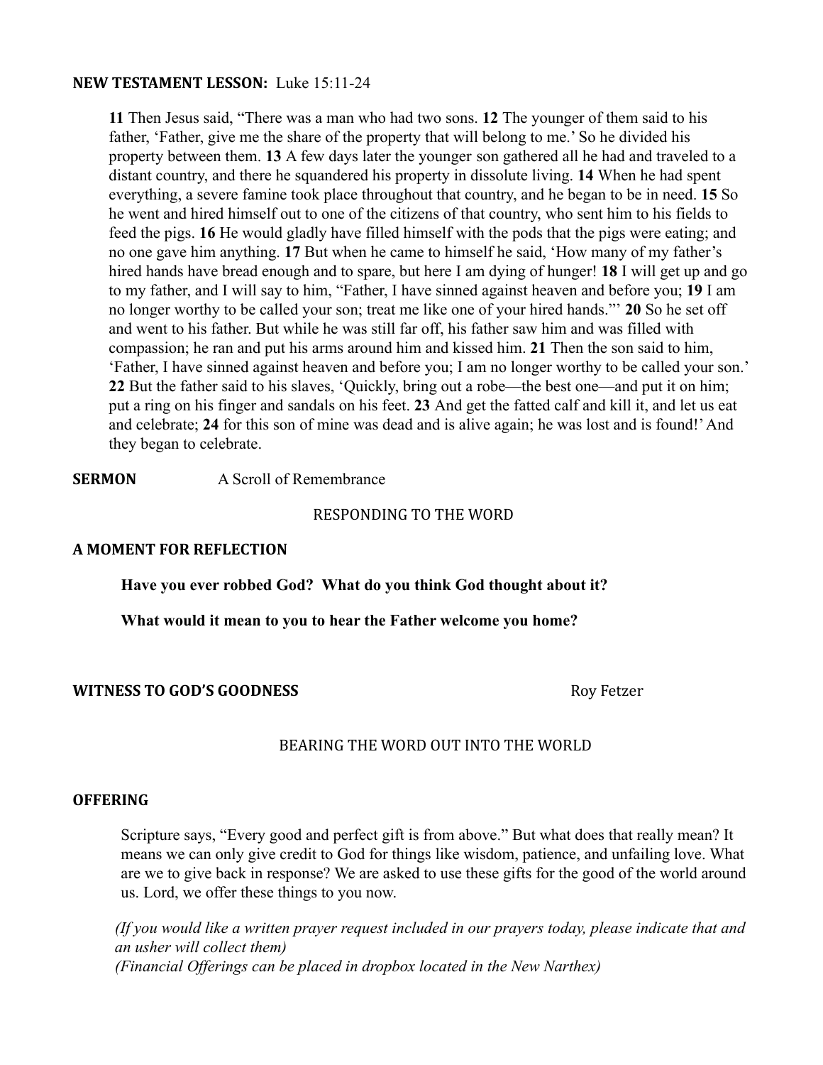**NEW TESTAMENT LESSON:** Luke 15:11-24

> **11** Then Jesus said, "There was a man who had two sons. **12** The younger of them said to his father, 'Father, give me the share of the property that will belong to me.' So he divided his property between them. **13** A few days later the younger son gathered all he had and traveled to a distant country, and there he squandered his property in dissolute living. **14** When he had spent everything, a severe famine took place throughout that country, and he began to be in need. **15** So he went and hired himself out to one of the citizens of that country, who sent him to his fields to feed the pigs. **16** He would gladly have filled himself with the pods that the pigs were eating; and no one gave him anything. **17** But when he came to himself he said, 'How many of my father's hired hands have bread enough and to spare, but here I am dying of hunger! **18** I will get up and go to my father, and I will say to him, "Father, I have sinned against heaven and before you; **19** I am no longer worthy to be called your son; treat me like one of your hired hands."' **20** So he set off and went to his father. But while he was still far off, his father saw him and was filled with compassion; he ran and put his arms around him and kissed him. **21** Then the son said to him, 'Father, I have sinned against heaven and before you; I am no longer worthy to be called your son.' **22** But the father said to his slaves, 'Quickly, bring out a robe—the best one—and put it on him; put a ring on his finger and sandals on his feet. **23** And get the fatted calf and kill it, and let us eat and celebrate; **24** for this son of mine was dead and is alive again; he was lost and is found!' And they began to celebrate.

**SERMON** A Scroll of Remembrance

RESPONDING TO THE WORD

**A MOMENT FOR REFLECTION**

> **Have you ever robbed God? What do you think God thought about it?**
>
> **What would it mean to you to hear the Father welcome you home?**

**WITNESS TO GOD'S GOODNESS** Roy Fetzer

BEARING THE WORD OUT INTO THE WORLD

**OFFERING**

> Scripture says, "Every good and perfect gift is from above." But what does that really mean? It means we can only give credit to God for things like wisdom, patience, and unfailing love. What are we to give back in response? We are asked to use these gifts for the good of the world around us. Lord, we offer these things to you now.

*(If you would like a written prayer request included in our prayers today, please indicate that and an usher will collect them)*
*(Financial Offerings can be placed in dropbox located in the New Narthex)*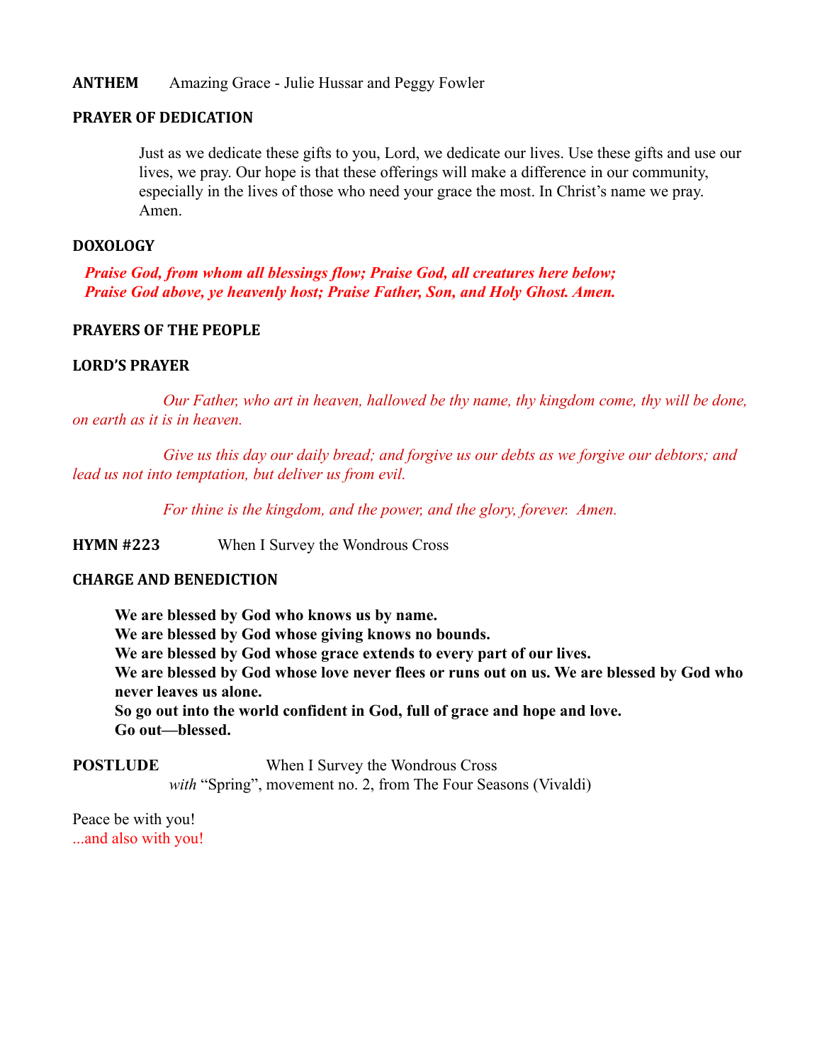**ANTHEM** Amazing Grace - Julie Hussar and Peggy Fowler

**PRAYER OF DEDICATION**

Just as we dedicate these gifts to you, Lord, we dedicate our lives. Use these gifts and use our lives, we pray. Our hope is that these offerings will make a difference in our community, especially in the lives of those who need your grace the most. In Christ's name we pray. Amen.

**DOXOLOGY**

***Praise God, from whom all blessings flow; Praise God, all creatures here below;***
***Praise God above, ye heavenly host; Praise Father, Son, and Holy Ghost. Amen.***

**PRAYERS OF THE PEOPLE**

**LORD'S PRAYER**

*Our Father, who art in heaven, hallowed be thy name, thy kingdom come, thy will be done, on earth as it is in heaven.*

*Give us this day our daily bread; and forgive us our debts as we forgive our debtors; and lead us not into temptation, but deliver us from evil.*

*For thine is the kingdom, and the power, and the glory, forever. Amen.*

**HYMN #223** When I Survey the Wondrous Cross

**CHARGE AND BENEDICTION**

**We are blessed by God who knows us by name.**
**We are blessed by God whose giving knows no bounds.**
**We are blessed by God whose grace extends to every part of our lives.**
**We are blessed by God whose love never flees or runs out on us. We are blessed by God who never leaves us alone.**
**So go out into the world confident in God, full of grace and hope and love.**
**Go out—blessed.**

**POSTLUDE** When I Survey the Wondrous Cross
*with* "Spring", movement no. 2, from The Four Seasons (Vivaldi)

Peace be with you!
...and also with you!